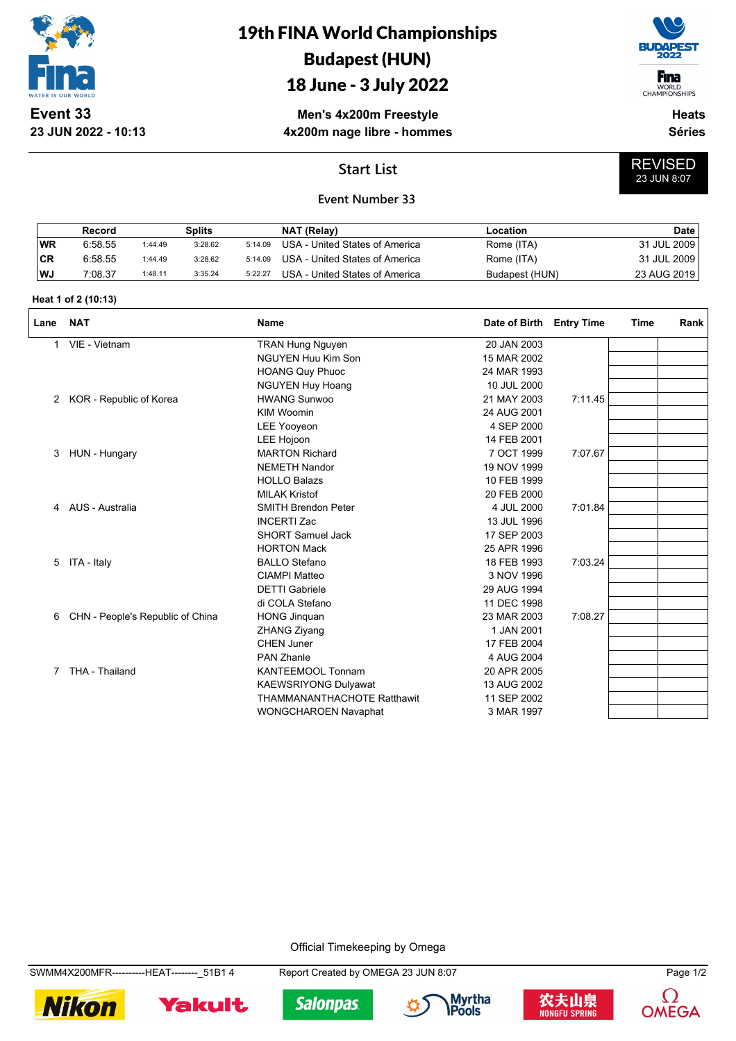# 19th FINA World Championships
# Budapest (HUN)
# 18 June - 3 July 2022

**Event 33**
**23 JUN 2022 - 10:13**

**Men's 4x200m Freestyle**
**4x200m nage libre - hommes**

**Heats**
**Séries**

## Start List

REVISED
23 JUN 8:07

### Event Number 33

| | Record | Splits | | | NAT (Relay) | Location | Date |
|---|---|---|---|---|---|---|---|
| WR | 6:58.55 | 1:44.49 | 3:28.62 | 5:14.09 | USA - United States of America | Rome (ITA) | 31 JUL 2009 |
| CR | 6:58.55 | 1:44.49 | 3:28.62 | 5:14.09 | USA - United States of America | Rome (ITA) | 31 JUL 2009 |
| WJ | 7:08.37 | 1:48.11 | 3:35.24 | 5:22.27 | USA - United States of America | Budapest (HUN) | 23 AUG 2019 |

**Heat 1 of 2 (10:13)**

| Lane | NAT | Name | Date of Birth | Entry Time | Time | Rank |
|---|---|---|---|---|---|---|
| 1 | VIE - Vietnam | TRAN Hung Nguyen | 20 JAN 2003 | | | |
| | | NGUYEN Huu Kim Son | 15 MAR 2002 | | | |
| | | HOANG Quy Phuoc | 24 MAR 1993 | | | |
| | | NGUYEN Huy Hoang | 10 JUL 2000 | | | |
| 2 | KOR - Republic of Korea | HWANG Sunwoo | 21 MAY 2003 | 7:11.45 | | |
| | | KIM Woomin | 24 AUG 2001 | | | |
| | | LEE Yooyeon | 4 SEP 2000 | | | |
| | | LEE Hojoon | 14 FEB 2001 | | | |
| 3 | HUN - Hungary | MARTON Richard | 7 OCT 1999 | 7:07.67 | | |
| | | NEMETH Nandor | 19 NOV 1999 | | | |
| | | HOLLO Balazs | 10 FEB 1999 | | | |
| | | MILAK Kristof | 20 FEB 2000 | | | |
| 4 | AUS - Australia | SMITH Brendon Peter | 4 JUL 2000 | 7:01.84 | | |
| | | INCERTI Zac | 13 JUL 1996 | | | |
| | | SHORT Samuel Jack | 17 SEP 2003 | | | |
| | | HORTON Mack | 25 APR 1996 | | | |
| 5 | ITA - Italy | BALLO Stefano | 18 FEB 1993 | 7:03.24 | | |
| | | CIAMPI Matteo | 3 NOV 1996 | | | |
| | | DETTI Gabriele | 29 AUG 1994 | | | |
| | | di COLA Stefano | 11 DEC 1998 | | | |
| 6 | CHN - People's Republic of China | HONG Jinquan | 23 MAR 2003 | 7:08.27 | | |
| | | ZHANG Ziyang | 1 JAN 2001 | | | |
| | | CHEN Juner | 17 FEB 2004 | | | |
| | | PAN Zhanle | 4 AUG 2004 | | | |
| 7 | THA - Thailand | KANTEEMOOL Tonnam | 20 APR 2005 | | | |
| | | KAEWSRIYONG Dulyawat | 13 AUG 2002 | | | |
| | | THAMMANANTHACHOTE Ratthawit | 11 SEP 2002 | | | |
| | | WONGCHAROEN Navaphat | 3 MAR 1997 | | | |

Official Timekeeping by Omega

SWMM4X200MFR----------HEAT--------_51B1 4 Report Created by OMEGA 23 JUN 8:07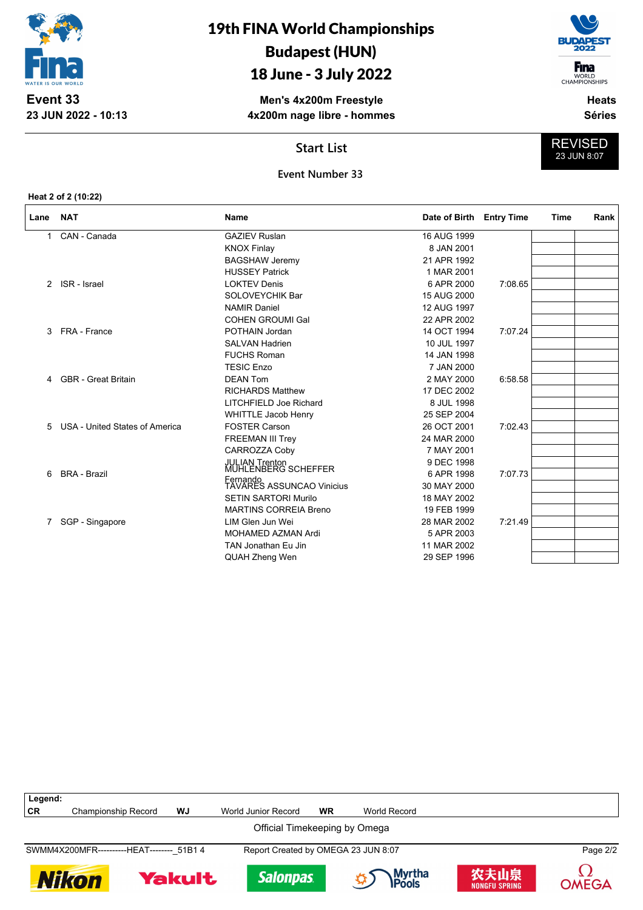# 19th FINA World Championships
# Budapest (HUN)
# 18 June - 3 July 2022

**Event 33**
**23 JUN 2022 - 10:13**

**Men's 4x200m Freestyle**
**4x200m nage libre - hommes**

**Heats**
**Séries**

## Start List

REVISED
23 JUN 8:07

**Event Number 33**

**Heat 2 of 2 (10:22)**

| Lane | NAT | Name | Date of Birth | Entry Time | Time | Rank |
|---|---|---|---|---|---|---|
| 1 | CAN - Canada | GAZIEV Ruslan | 16 AUG 1999 | | | |
| | | KNOX Finlay | 8 JAN 2001 | | | |
| | | BAGSHAW Jeremy | 21 APR 1992 | | | |
| | | HUSSEY Patrick | 1 MAR 2001 | | | |
| 2 | ISR - Israel | LOKTEV Denis | 6 APR 2000 | 7:08.65 | | |
| | | SOLOVEYCHIK Bar | 15 AUG 2000 | | | |
| | | NAMIR Daniel | 12 AUG 1997 | | | |
| | | COHEN GROUMI Gal | 22 APR 2002 | | | |
| 3 | FRA - France | POTHAIN Jordan | 14 OCT 1994 | 7:07.24 | | |
| | | SALVAN Hadrien | 10 JUL 1997 | | | |
| | | FUCHS Roman | 14 JAN 1998 | | | |
| | | TESIC Enzo | 7 JAN 2000 | | | |
| 4 | GBR - Great Britain | DEAN Tom | 2 MAY 2000 | 6:58.58 | | |
| | | RICHARDS Matthew | 17 DEC 2002 | | | |
| | | LITCHFIELD Joe Richard | 8 JUL 1998 | | | |
| | | WHITTLE Jacob Henry | 25 SEP 2004 | | | |
| 5 | USA - United States of America | FOSTER Carson | 26 OCT 2001 | 7:02.43 | | |
| | | FREEMAN III Trey | 24 MAR 2000 | | | |
| | | CARROZZA Coby | 7 MAY 2001 | | | |
| | | JULIAN Trenton | 9 DEC 1998 | | | |
| 6 | BRA - Brazil | MUHLENBERG SCHEFFER Fernando | 6 APR 1998 | 7:07.73 | | |
| | | TAVARES ASSUNCAO Vinicius | 30 MAY 2000 | | | |
| | | SETIN SARTORI Murilo | 18 MAY 2002 | | | |
| | | MARTINS CORREIA Breno | 19 FEB 1999 | | | |
| 7 | SGP - Singapore | LIM Glen Jun Wei | 28 MAR 2002 | 7:21.49 | | |
| | | MOHAMED AZMAN Ardi | 5 APR 2003 | | | |
| | | TAN Jonathan Eu Jin | 11 MAR 2002 | | | |
| | | QUAH Zheng Wen | 29 SEP 1996 | | | |

**Legend:**

| | | | | | |
|---|---|---|---|---|---|
| **CR** | Championship Record | **WJ** | World Junior Record | **WR** | World Record |

Official Timekeeping by Omega

SWMM4X200MFR----------HEAT--------_51B1 4    Report Created by OMEGA 23 JUN 8:07